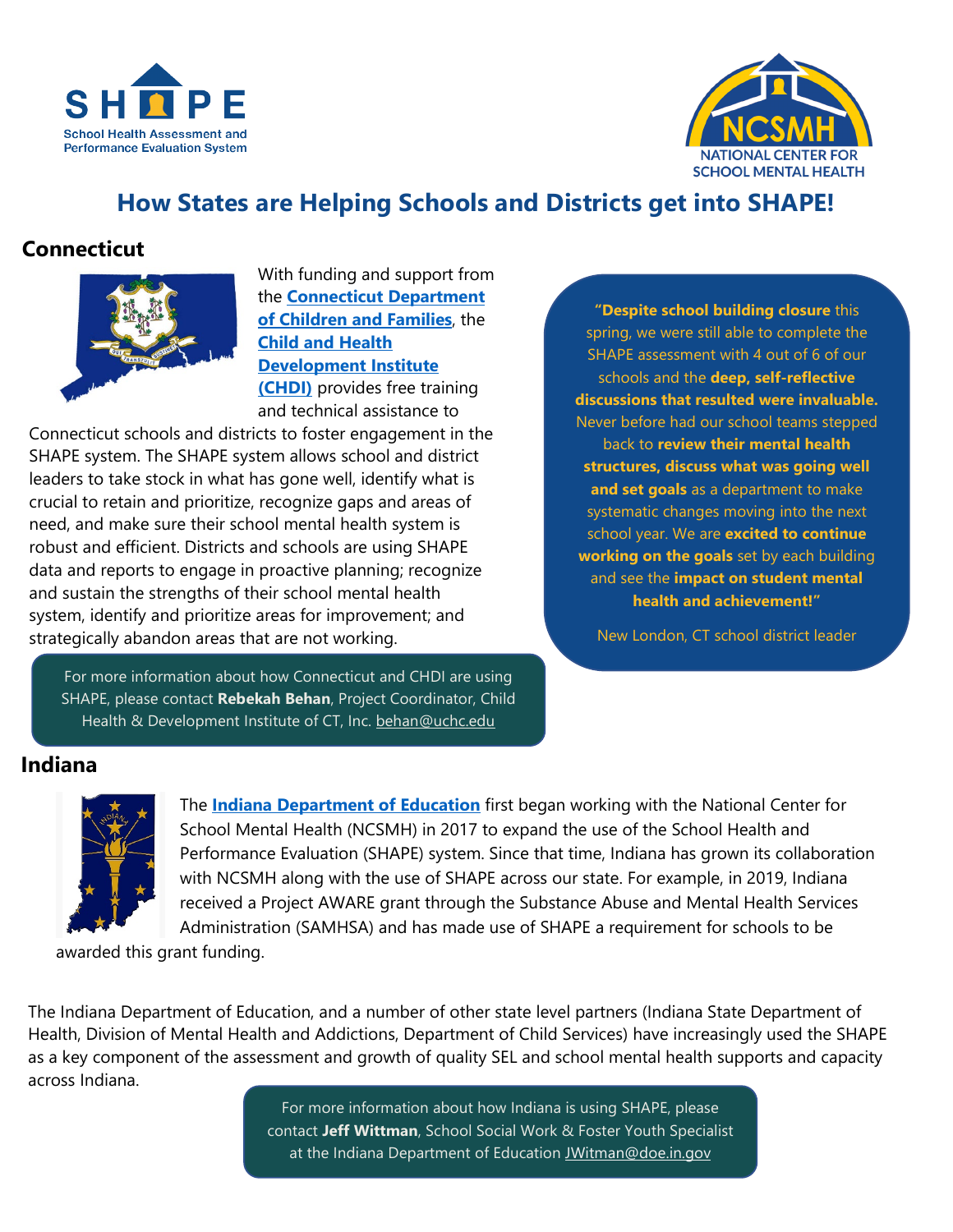# How States are Helping Schools and Districts get into SHAPE!

## Connecticut

With funding and support from the **Connecticut Department of Children and Families**, the **Child and Health Development Institute (CHDI)** provides free training and technical assistance to Connecticut schools and districts to foster engagement in the SHAPE system. The SHAPE system allows school and district leaders to take stock in what has gone well, identify what is crucial to retain and prioritize, recognize gaps and areas of need, and make sure their school mental health system is robust and efficient. Districts and schools are using SHAPE data and reports to engage in proactive planning; recognize and sustain the strengths of their school mental health system, identify and prioritize areas for improvement; and strategically abandon areas that are not working.

> "**Despite school building closure** this spring, we were still able to complete the SHAPE assessment with 4 out of 6 of our schools and the **deep, self-reflective discussions that resulted were invaluable.** Never before had our school teams stepped back to **review their mental health structures, discuss what was going well and set goals** as a department to make systematic changes moving into the next school year. We are **excited to continue working on the goals** set by each building and see the **impact on student mental health and achievement!**"
>
> New London, CT school district leader

For more information about how Connecticut and CHDI are using SHAPE, please contact **Rebekah Behan**, Project Coordinator, Child Health & Development Institute of CT, Inc. behan@uchc.edu

## Indiana

The **Indiana Department of Education** first began working with the National Center for School Mental Health (NCSMH) in 2017 to expand the use of the School Health and Performance Evaluation (SHAPE) system. Since that time, Indiana has grown its collaboration with NCSMH along with the use of SHAPE across our state. For example, in 2019, Indiana received a Project AWARE grant through the Substance Abuse and Mental Health Services Administration (SAMHSA) and has made use of SHAPE a requirement for schools to be awarded this grant funding.

The Indiana Department of Education, and a number of other state level partners (Indiana State Department of Health, Division of Mental Health and Addictions, Department of Child Services) have increasingly used the SHAPE as a key component of the assessment and growth of quality SEL and school mental health supports and capacity across Indiana.

For more information about how Indiana is using SHAPE, please contact **Jeff Wittman**, School Social Work & Foster Youth Specialist at the Indiana Department of Education JWitman@doe.in.gov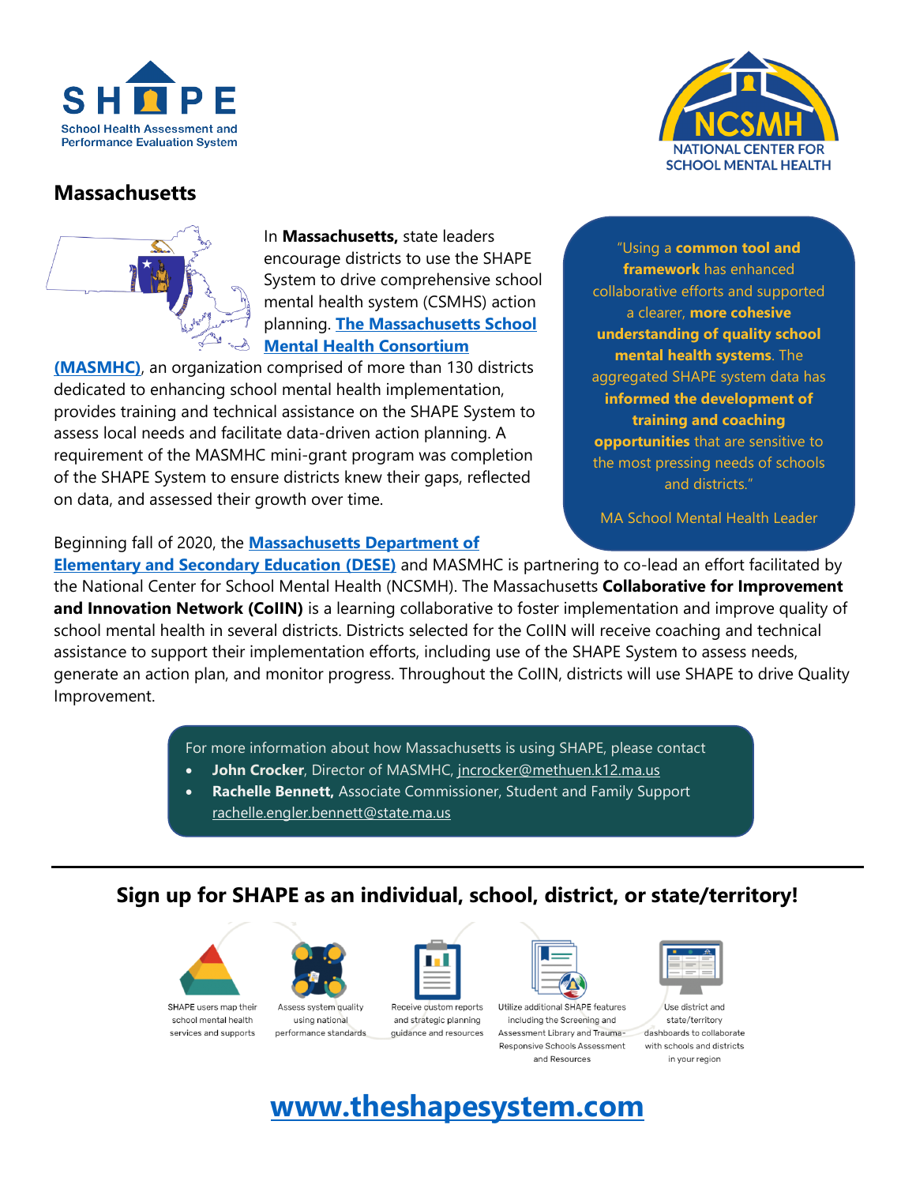SHAPE
School Health Assessment and Performance Evaluation System

NCSMH
NATIONAL CENTER FOR SCHOOL MENTAL HEALTH

## Massachusetts

In **Massachusetts,** state leaders encourage districts to use the SHAPE System to drive comprehensive school mental health system (CSMHS) action planning. **[The Massachusetts School Mental Health Consortium (MASMHC)](#)**, an organization comprised of more than 130 districts dedicated to enhancing school mental health implementation, provides training and technical assistance on the SHAPE System to assess local needs and facilitate data-driven action planning. A requirement of the MASMHC mini-grant program was completion of the SHAPE System to ensure districts knew their gaps, reflected on data, and assessed their growth over time.

"Using a **common tool and framework** has enhanced collaborative efforts and supported a clearer, **more cohesive understanding of quality school mental health systems**. The aggregated SHAPE system data has **informed the development of training and coaching opportunities** that are sensitive to the most pressing needs of schools and districts."

MA School Mental Health Leader

Beginning fall of 2020, the **[Massachusetts Department of Elementary and Secondary Education (DESE)](#)** and MASMHC is partnering to co-lead an effort facilitated by the National Center for School Mental Health (NCSMH). The Massachusetts **Collaborative for Improvement and Innovation Network (CoIIN)** is a learning collaborative to foster implementation and improve quality of school mental health in several districts. Districts selected for the CoIIN will receive coaching and technical assistance to support their implementation efforts, including use of the SHAPE System to assess needs, generate an action plan, and monitor progress. Throughout the CoIIN, districts will use SHAPE to drive Quality Improvement.

For more information about how Massachusetts is using SHAPE, please contact

- **John Crocker**, Director of MASMHC, jncrocker@methuen.k12.ma.us
- **Rachelle Bennett,** Associate Commissioner, Student and Family Support rachelle.engler.bennett@state.ma.us

---

### Sign up for SHAPE as an individual, school, district, or state/territory!

SHAPE users map their school mental health services and supports

Assess system quality using national performance standards

Receive custom reports and strategic planning guidance and resources

Utilize additional SHAPE features including the Screening and Assessment Library and Trauma-Responsive Schools Assessment and Resources

Use district and state/territory dashboards to collaborate with schools and districts in your region

**[www.theshapesystem.com](#)**